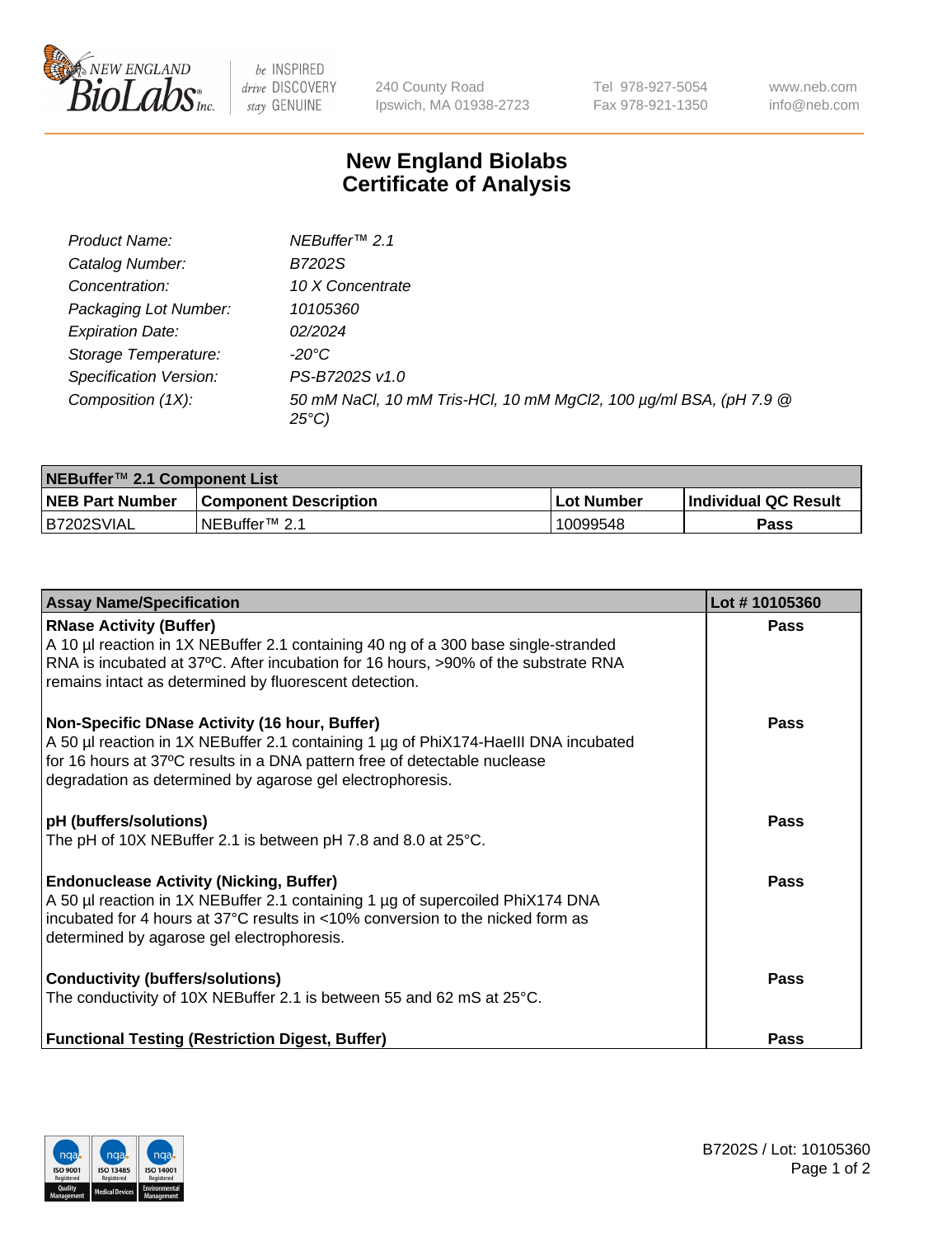NEW ENGLAND BioLabs Inc. — be INSPIRED drive DISCOVERY stay GENUINE

240 County Road
Ipswich, MA 01938-2723

Tel 978-927-5054
Fax 978-921-1350

www.neb.com
info@neb.com

# New England Biolabs
# Certificate of Analysis

| | |
|---|---|
| *Product Name:* | *NEBuffer™ 2.1* |
| *Catalog Number:* | *B7202S* |
| *Concentration:* | *10 X Concentrate* |
| *Packaging Lot Number:* | *10105360* |
| *Expiration Date:* | *02/2024* |
| *Storage Temperature:* | *-20°C* |
| *Specification Version:* | *PS-B7202S v1.0* |
| *Composition (1X):* | *50 mM NaCl, 10 mM Tris-HCl, 10 mM MgCl2, 100 µg/ml BSA, (pH 7.9 @ 25°C)* |

| **NEBuffer™ 2.1 Component List** | | | |
|---|---|---|---|
| **NEB Part Number** | **Component Description** | **Lot Number** | **Individual QC Result** |
| B7202SVIAL | NEBuffer™ 2.1 | 10099548 | **Pass** |

| **Assay Name/Specification** | **Lot # 10105360** |
|---|---|
| **RNase Activity (Buffer)**<br>A 10 µl reaction in 1X NEBuffer 2.1 containing 40 ng of a 300 base single-stranded RNA is incubated at 37ºC. After incubation for 16 hours, >90% of the substrate RNA remains intact as determined by fluorescent detection. | **Pass** |
| **Non-Specific DNase Activity (16 hour, Buffer)**<br>A 50 µl reaction in 1X NEBuffer 2.1 containing 1 µg of PhiX174-HaeIII DNA incubated for 16 hours at 37ºC results in a DNA pattern free of detectable nuclease degradation as determined by agarose gel electrophoresis. | **Pass** |
| **pH (buffers/solutions)**<br>The pH of 10X NEBuffer 2.1 is between pH 7.8 and 8.0 at 25°C. | **Pass** |
| **Endonuclease Activity (Nicking, Buffer)**<br>A 50 µl reaction in 1X NEBuffer 2.1 containing 1 µg of supercoiled PhiX174 DNA incubated for 4 hours at 37°C results in <10% conversion to the nicked form as determined by agarose gel electrophoresis. | **Pass** |
| **Conductivity (buffers/solutions)**<br>The conductivity of 10X NEBuffer 2.1 is between 55 and 62 mS at 25°C. | **Pass** |
| **Functional Testing (Restriction Digest, Buffer)** | **Pass** |

B7202S / Lot: 10105360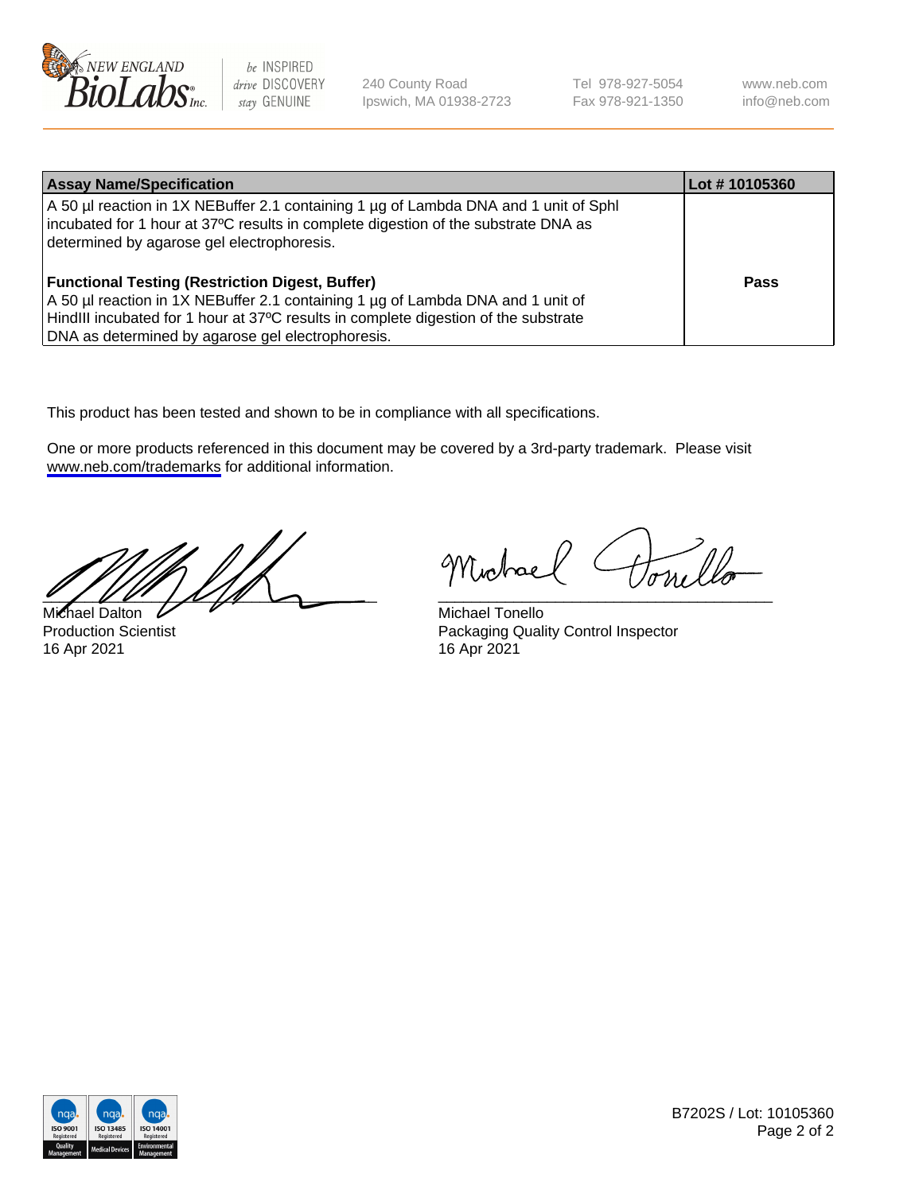| Assay Name/Specification | Lot # 10105360 |
|---|---|
| A 50 µl reaction in 1X NEBuffer 2.1 containing 1 µg of Lambda DNA and 1 unit of SphI incubated for 1 hour at 37ºC results in complete digestion of the substrate DNA as determined by agarose gel electrophoresis. | |
| **Functional Testing (Restriction Digest, Buffer)** A 50 µl reaction in 1X NEBuffer 2.1 containing 1 µg of Lambda DNA and 1 unit of HindIII incubated for 1 hour at 37ºC results in complete digestion of the substrate DNA as determined by agarose gel electrophoresis. | **Pass** |

This product has been tested and shown to be in compliance with all specifications.

One or more products referenced in this document may be covered by a 3rd-party trademark. Please visit www.neb.com/trademarks for additional information.

Michael Dalton
Production Scientist
16 Apr 2021

Michael Tonello
Packaging Quality Control Inspector
16 Apr 2021

B7202S / Lot: 10105360